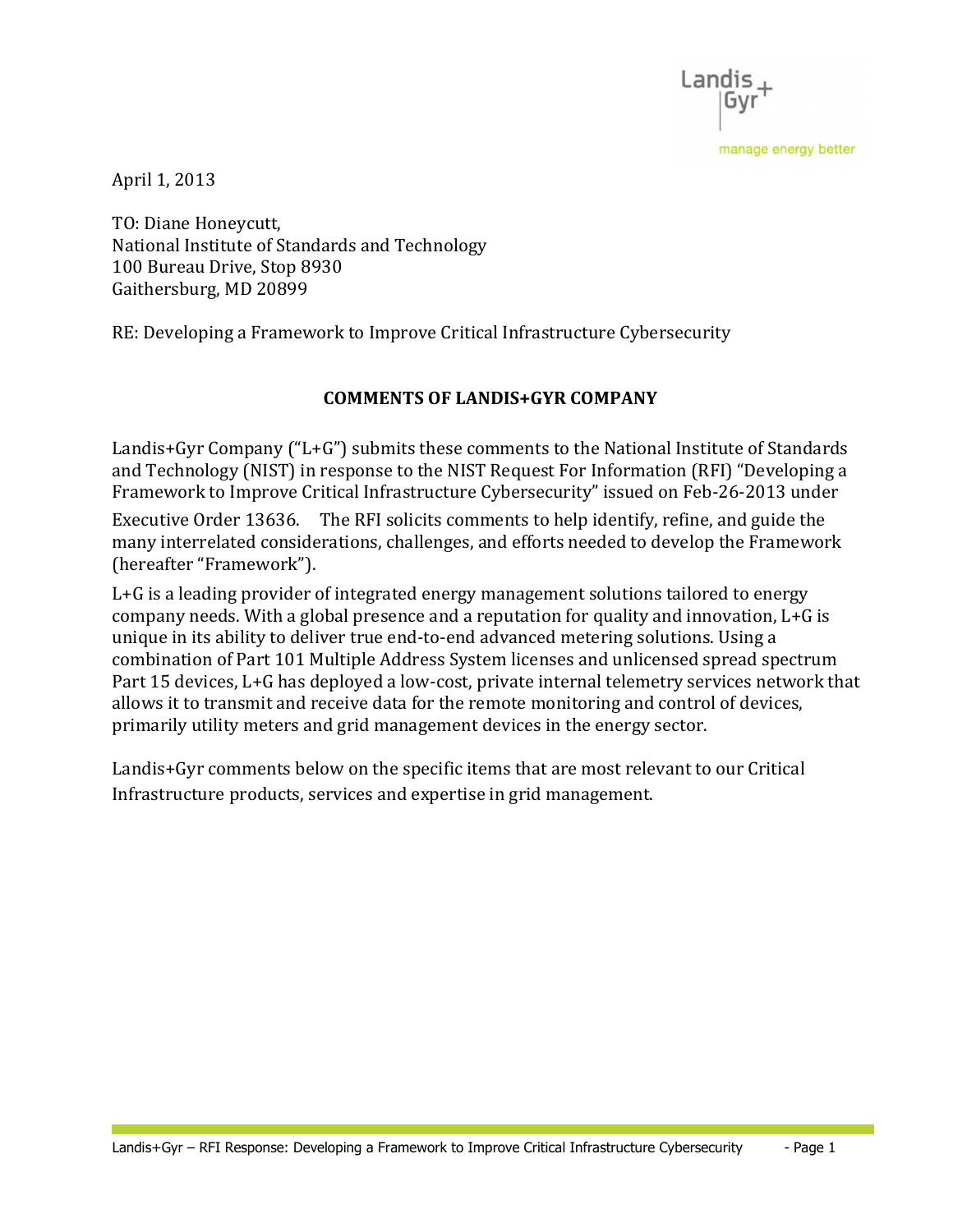April 1, 2013

TO: Diane Honeycutt,
National Institute of Standards and Technology
100 Bureau Drive, Stop 8930
Gaithersburg, MD 20899

RE: Developing a Framework to Improve Critical Infrastructure Cybersecurity

**COMMENTS OF LANDIS+GYR COMPANY**

Landis+Gyr Company ("L+G") submits these comments to the National Institute of Standards and Technology (NIST) in response to the NIST Request For Information (RFI) "Developing a Framework to Improve Critical Infrastructure Cybersecurity" issued on Feb-26-2013 under Executive Order 13636. The RFI solicits comments to help identify, refine, and guide the many interrelated considerations, challenges, and efforts needed to develop the Framework (hereafter "Framework").

L+G is a leading provider of integrated energy management solutions tailored to energy company needs. With a global presence and a reputation for quality and innovation, L+G is unique in its ability to deliver true end-to-end advanced metering solutions. Using a combination of Part 101 Multiple Address System licenses and unlicensed spread spectrum Part 15 devices, L+G has deployed a low-cost, private internal telemetry services network that allows it to transmit and receive data for the remote monitoring and control of devices, primarily utility meters and grid management devices in the energy sector.

Landis+Gyr comments below on the specific items that are most relevant to our Critical Infrastructure products, services and expertise in grid management.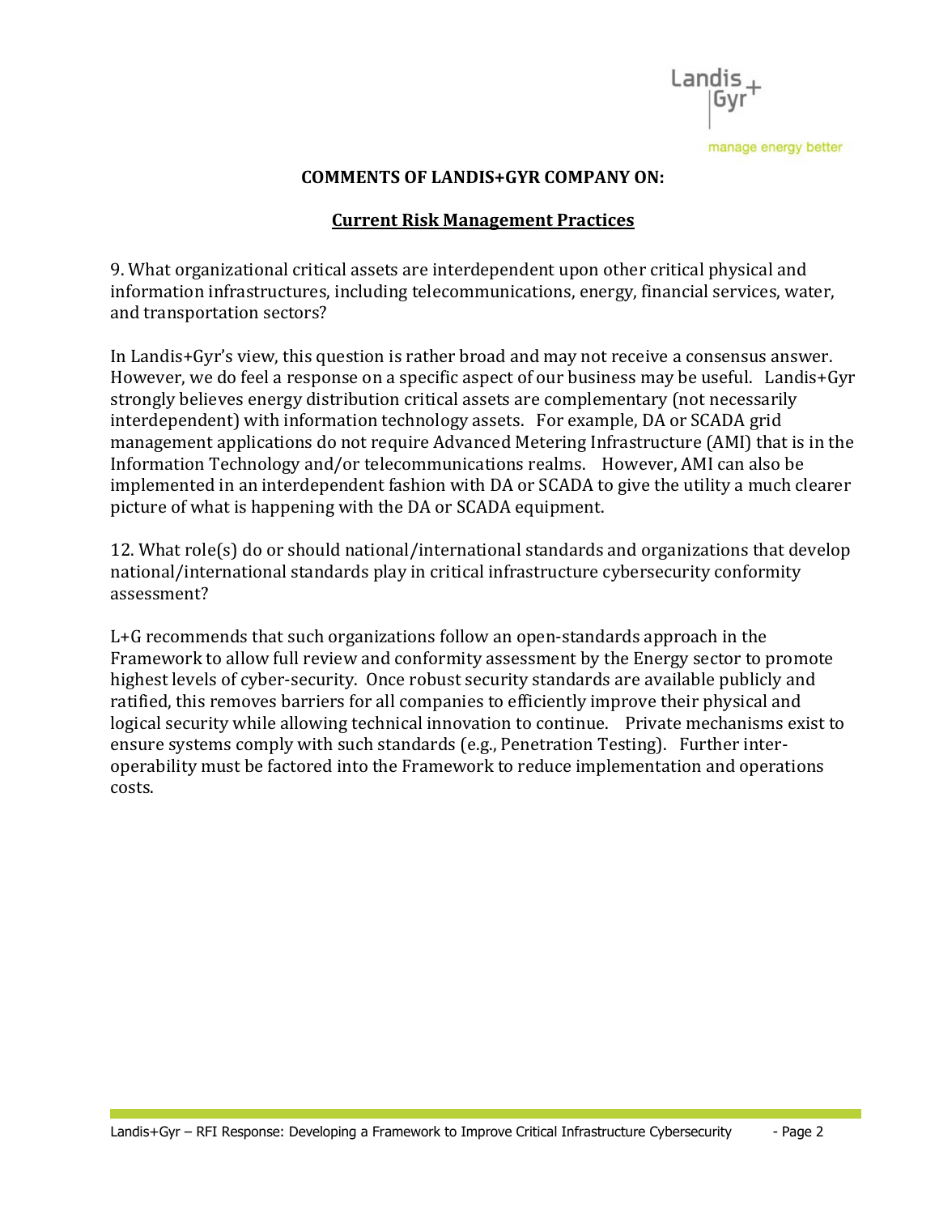**COMMENTS OF LANDIS+GYR COMPANY ON:**

## Current Risk Management Practices

9. What organizational critical assets are interdependent upon other critical physical and information infrastructures, including telecommunications, energy, financial services, water, and transportation sectors?

In Landis+Gyr's view, this question is rather broad and may not receive a consensus answer. However, we do feel a response on a specific aspect of our business may be useful. Landis+Gyr strongly believes energy distribution critical assets are complementary (not necessarily interdependent) with information technology assets. For example, DA or SCADA grid management applications do not require Advanced Metering Infrastructure (AMI) that is in the Information Technology and/or telecommunications realms. However, AMI can also be implemented in an interdependent fashion with DA or SCADA to give the utility a much clearer picture of what is happening with the DA or SCADA equipment.

12. What role(s) do or should national/international standards and organizations that develop national/international standards play in critical infrastructure cybersecurity conformity assessment?

L+G recommends that such organizations follow an open-standards approach in the Framework to allow full review and conformity assessment by the Energy sector to promote highest levels of cyber-security. Once robust security standards are available publicly and ratified, this removes barriers for all companies to efficiently improve their physical and logical security while allowing technical innovation to continue. Private mechanisms exist to ensure systems comply with such standards (e.g., Penetration Testing). Further inter-operability must be factored into the Framework to reduce implementation and operations costs.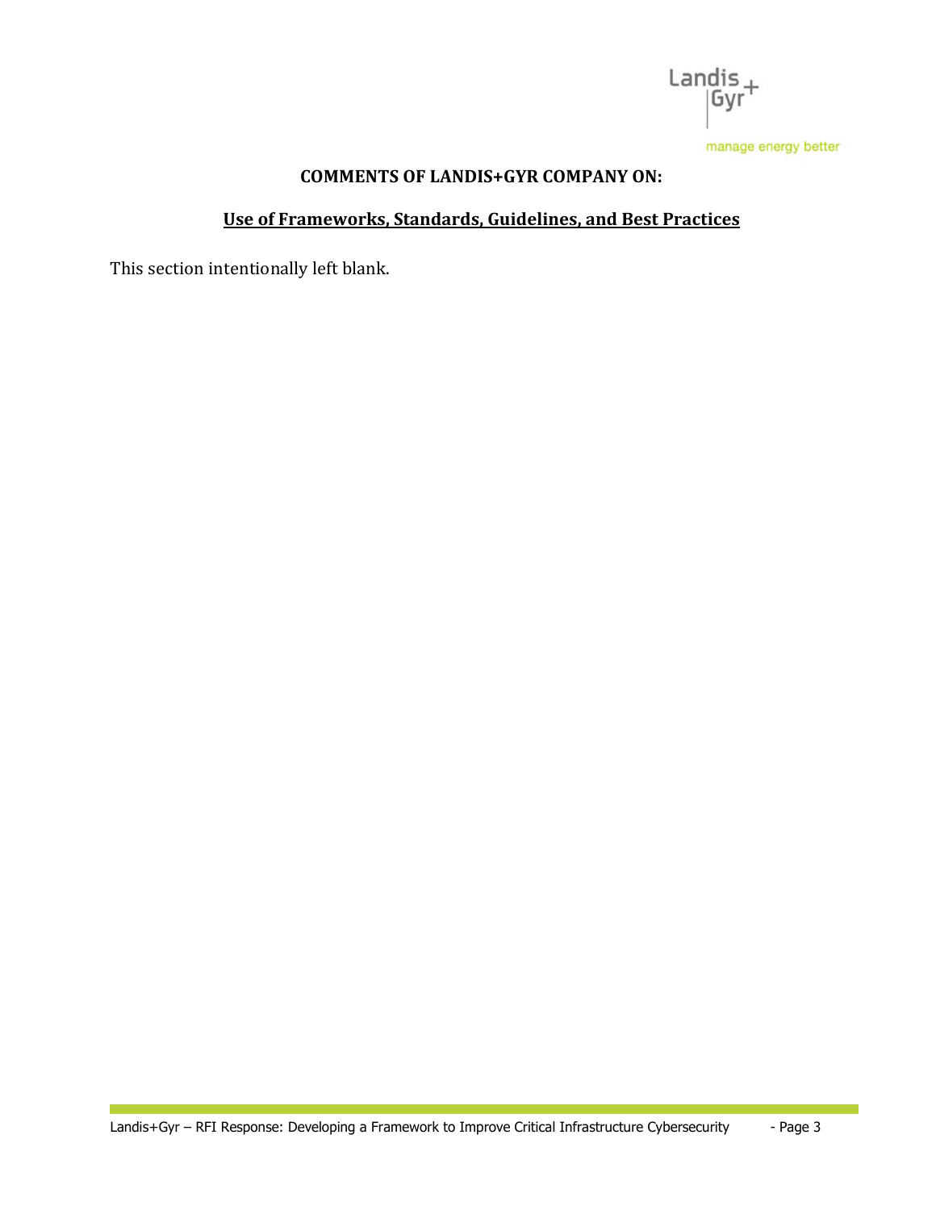**COMMENTS OF LANDIS+GYR COMPANY ON:**

## Use of Frameworks, Standards, Guidelines, and Best Practices

This section intentionally left blank.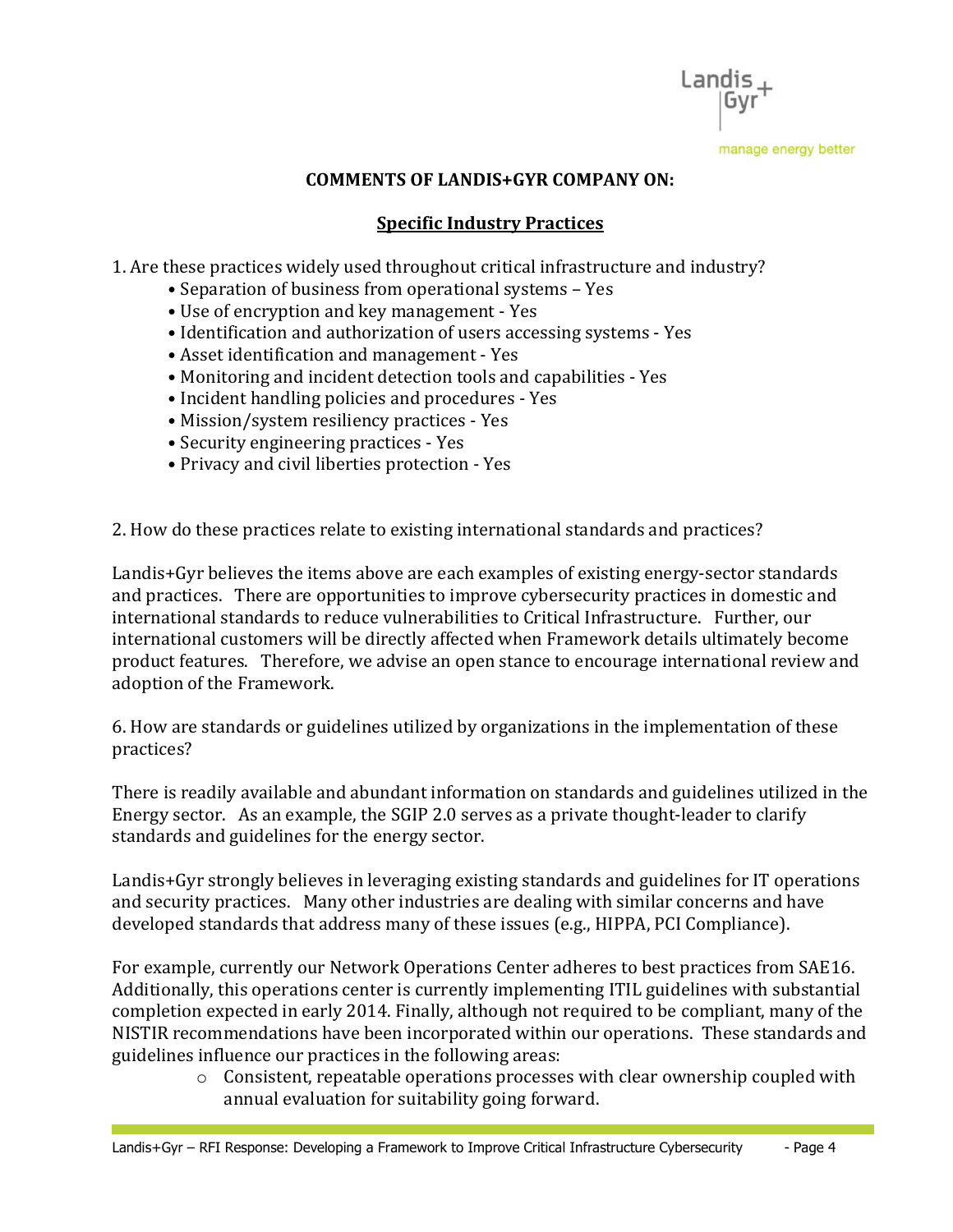**COMMENTS OF LANDIS+GYR COMPANY ON:**

**Specific Industry Practices**

1. Are these practices widely used throughout critical infrastructure and industry?
   - Separation of business from operational systems – Yes
   - Use of encryption and key management - Yes
   - Identification and authorization of users accessing systems - Yes
   - Asset identification and management - Yes
   - Monitoring and incident detection tools and capabilities - Yes
   - Incident handling policies and procedures - Yes
   - Mission/system resiliency practices - Yes
   - Security engineering practices - Yes
   - Privacy and civil liberties protection - Yes

2. How do these practices relate to existing international standards and practices?

Landis+Gyr believes the items above are each examples of existing energy-sector standards and practices. There are opportunities to improve cybersecurity practices in domestic and international standards to reduce vulnerabilities to Critical Infrastructure. Further, our international customers will be directly affected when Framework details ultimately become product features. Therefore, we advise an open stance to encourage international review and adoption of the Framework.

6. How are standards or guidelines utilized by organizations in the implementation of these practices?

There is readily available and abundant information on standards and guidelines utilized in the Energy sector. As an example, the SGIP 2.0 serves as a private thought-leader to clarify standards and guidelines for the energy sector.

Landis+Gyr strongly believes in leveraging existing standards and guidelines for IT operations and security practices. Many other industries are dealing with similar concerns and have developed standards that address many of these issues (e.g., HIPPA, PCI Compliance).

For example, currently our Network Operations Center adheres to best practices from SAE16. Additionally, this operations center is currently implementing ITIL guidelines with substantial completion expected in early 2014. Finally, although not required to be compliant, many of the NISTIR recommendations have been incorporated within our operations. These standards and guidelines influence our practices in the following areas:

- Consistent, repeatable operations processes with clear ownership coupled with annual evaluation for suitability going forward.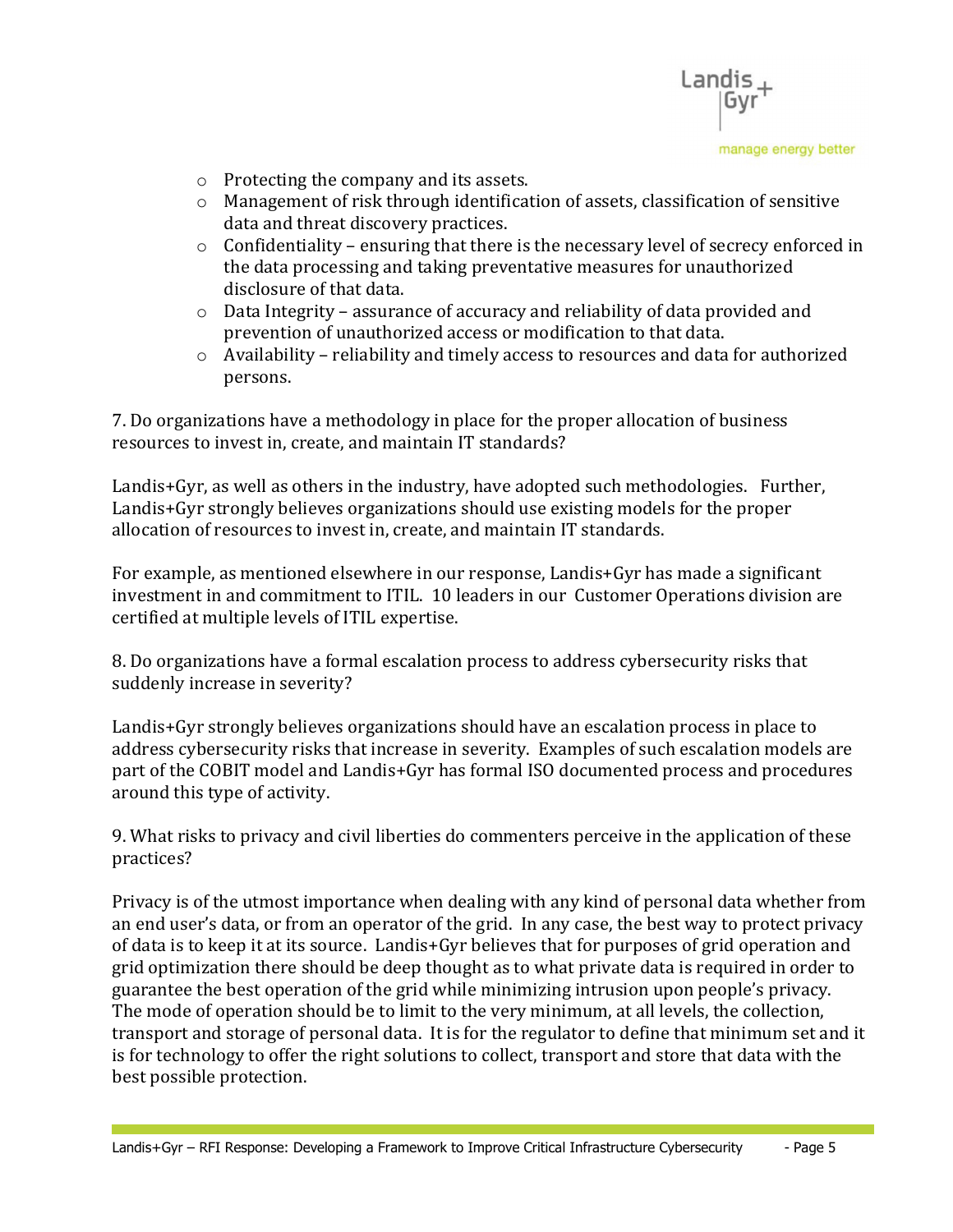- Protecting the company and its assets.
- Management of risk through identification of assets, classification of sensitive data and threat discovery practices.
- Confidentiality – ensuring that there is the necessary level of secrecy enforced in the data processing and taking preventative measures for unauthorized disclosure of that data.
- Data Integrity – assurance of accuracy and reliability of data provided and prevention of unauthorized access or modification to that data.
- Availability – reliability and timely access to resources and data for authorized persons.

7. Do organizations have a methodology in place for the proper allocation of business resources to invest in, create, and maintain IT standards?

Landis+Gyr, as well as others in the industry, have adopted such methodologies. Further, Landis+Gyr strongly believes organizations should use existing models for the proper allocation of resources to invest in, create, and maintain IT standards.

For example, as mentioned elsewhere in our response, Landis+Gyr has made a significant investment in and commitment to ITIL. 10 leaders in our Customer Operations division are certified at multiple levels of ITIL expertise.

8. Do organizations have a formal escalation process to address cybersecurity risks that suddenly increase in severity?

Landis+Gyr strongly believes organizations should have an escalation process in place to address cybersecurity risks that increase in severity. Examples of such escalation models are part of the COBIT model and Landis+Gyr has formal ISO documented process and procedures around this type of activity.

9. What risks to privacy and civil liberties do commenters perceive in the application of these practices?

Privacy is of the utmost importance when dealing with any kind of personal data whether from an end user's data, or from an operator of the grid. In any case, the best way to protect privacy of data is to keep it at its source. Landis+Gyr believes that for purposes of grid operation and grid optimization there should be deep thought as to what private data is required in order to guarantee the best operation of the grid while minimizing intrusion upon people's privacy. The mode of operation should be to limit to the very minimum, at all levels, the collection, transport and storage of personal data. It is for the regulator to define that minimum set and it is for technology to offer the right solutions to collect, transport and store that data with the best possible protection.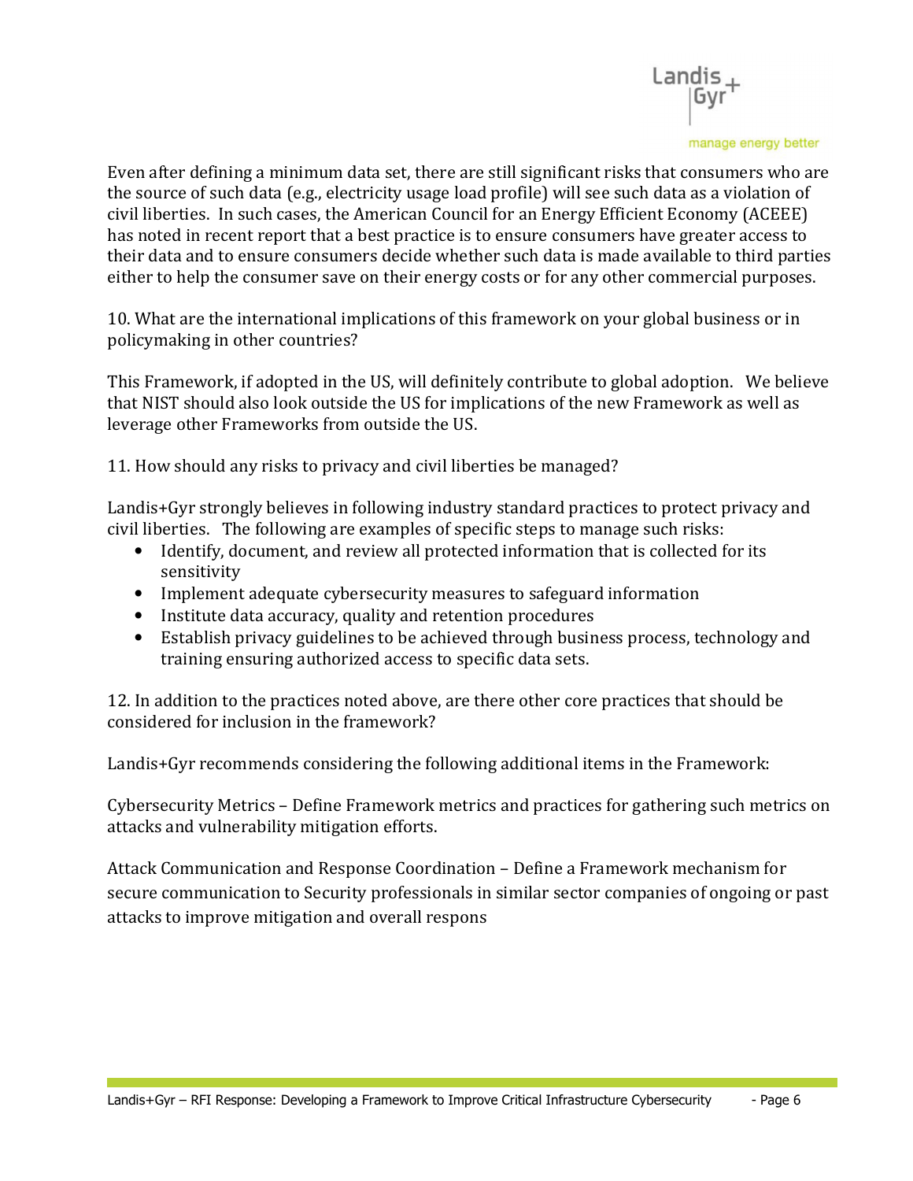Even after defining a minimum data set, there are still significant risks that consumers who are the source of such data (e.g., electricity usage load profile) will see such data as a violation of civil liberties. In such cases, the American Council for an Energy Efficient Economy (ACEEE) has noted in recent report that a best practice is to ensure consumers have greater access to their data and to ensure consumers decide whether such data is made available to third parties either to help the consumer save on their energy costs or for any other commercial purposes.

10. What are the international implications of this framework on your global business or in policymaking in other countries?

This Framework, if adopted in the US, will definitely contribute to global adoption. We believe that NIST should also look outside the US for implications of the new Framework as well as leverage other Frameworks from outside the US.

11. How should any risks to privacy and civil liberties be managed?

Landis+Gyr strongly believes in following industry standard practices to protect privacy and civil liberties. The following are examples of specific steps to manage such risks:

- Identify, document, and review all protected information that is collected for its sensitivity
- Implement adequate cybersecurity measures to safeguard information
- Institute data accuracy, quality and retention procedures
- Establish privacy guidelines to be achieved through business process, technology and training ensuring authorized access to specific data sets.

12. In addition to the practices noted above, are there other core practices that should be considered for inclusion in the framework?

Landis+Gyr recommends considering the following additional items in the Framework:

Cybersecurity Metrics – Define Framework metrics and practices for gathering such metrics on attacks and vulnerability mitigation efforts.

Attack Communication and Response Coordination – Define a Framework mechanism for secure communication to Security professionals in similar sector companies of ongoing or past attacks to improve mitigation and overall respons